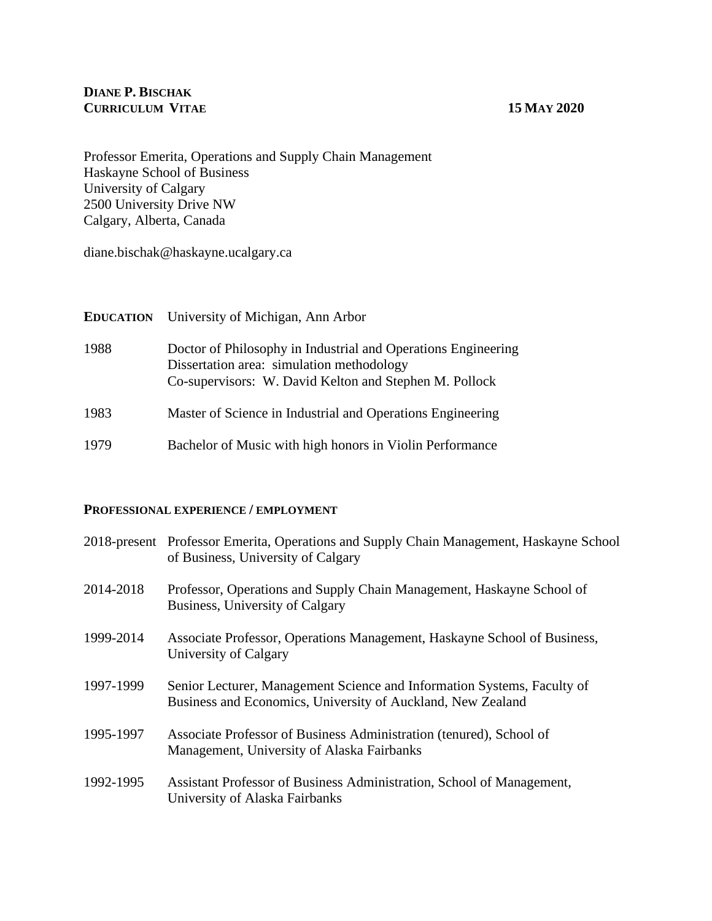**DIANE P. BISCHAK**
**CURRICULUM VITAE** **15 MAY 2020**

Professor Emerita, Operations and Supply Chain Management
Haskayne School of Business
University of Calgary
2500 University Drive NW
Calgary, Alberta, Canada

diane.bischak@haskayne.ucalgary.ca

## EDUCATION

University of Michigan, Ann Arbor

| | |
|---|---|
| 1988 | Doctor of Philosophy in Industrial and Operations Engineering<br>Dissertation area: simulation methodology<br>Co-supervisors: W. David Kelton and Stephen M. Pollock |
| 1983 | Master of Science in Industrial and Operations Engineering |
| 1979 | Bachelor of Music with high honors in Violin Performance |

## PROFESSIONAL EXPERIENCE / EMPLOYMENT

| | |
|---|---|
| 2018-present | Professor Emerita, Operations and Supply Chain Management, Haskayne School of Business, University of Calgary |
| 2014-2018 | Professor, Operations and Supply Chain Management, Haskayne School of Business, University of Calgary |
| 1999-2014 | Associate Professor, Operations Management, Haskayne School of Business, University of Calgary |
| 1997-1999 | Senior Lecturer, Management Science and Information Systems, Faculty of Business and Economics, University of Auckland, New Zealand |
| 1995-1997 | Associate Professor of Business Administration (tenured), School of Management, University of Alaska Fairbanks |
| 1992-1995 | Assistant Professor of Business Administration, School of Management, University of Alaska Fairbanks |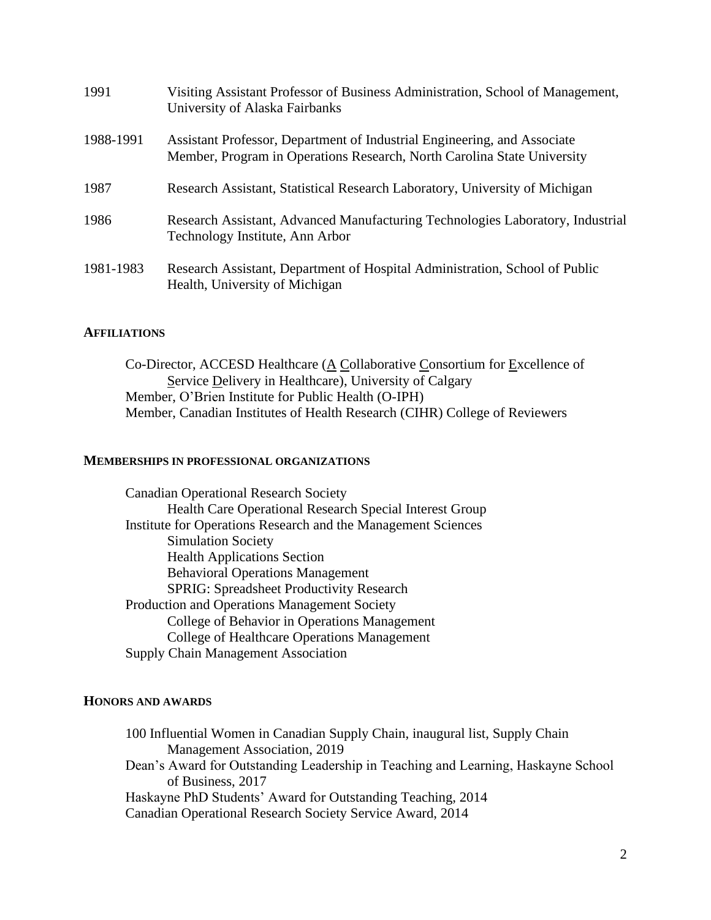1991 Visiting Assistant Professor of Business Administration, School of Management, University of Alaska Fairbanks

1988-1991 Assistant Professor, Department of Industrial Engineering, and Associate Member, Program in Operations Research, North Carolina State University

1987 Research Assistant, Statistical Research Laboratory, University of Michigan

1986 Research Assistant, Advanced Manufacturing Technologies Laboratory, Industrial Technology Institute, Ann Arbor

1981-1983 Research Assistant, Department of Hospital Administration, School of Public Health, University of Michigan

## AFFILIATIONS

Co-Director, ACCESD Healthcare (A Collaborative Consortium for Excellence of Service Delivery in Healthcare), University of Calgary
Member, O'Brien Institute for Public Health (O-IPH)
Member, Canadian Institutes of Health Research (CIHR) College of Reviewers

## MEMBERSHIPS IN PROFESSIONAL ORGANIZATIONS

Canadian Operational Research Society
- Health Care Operational Research Special Interest Group

Institute for Operations Research and the Management Sciences
- Simulation Society
- Health Applications Section
- Behavioral Operations Management
- SPRIG: Spreadsheet Productivity Research

Production and Operations Management Society
- College of Behavior in Operations Management
- College of Healthcare Operations Management

Supply Chain Management Association

## HONORS AND AWARDS

100 Influential Women in Canadian Supply Chain, inaugural list, Supply Chain Management Association, 2019
Dean's Award for Outstanding Leadership in Teaching and Learning, Haskayne School of Business, 2017
Haskayne PhD Students' Award for Outstanding Teaching, 2014
Canadian Operational Research Society Service Award, 2014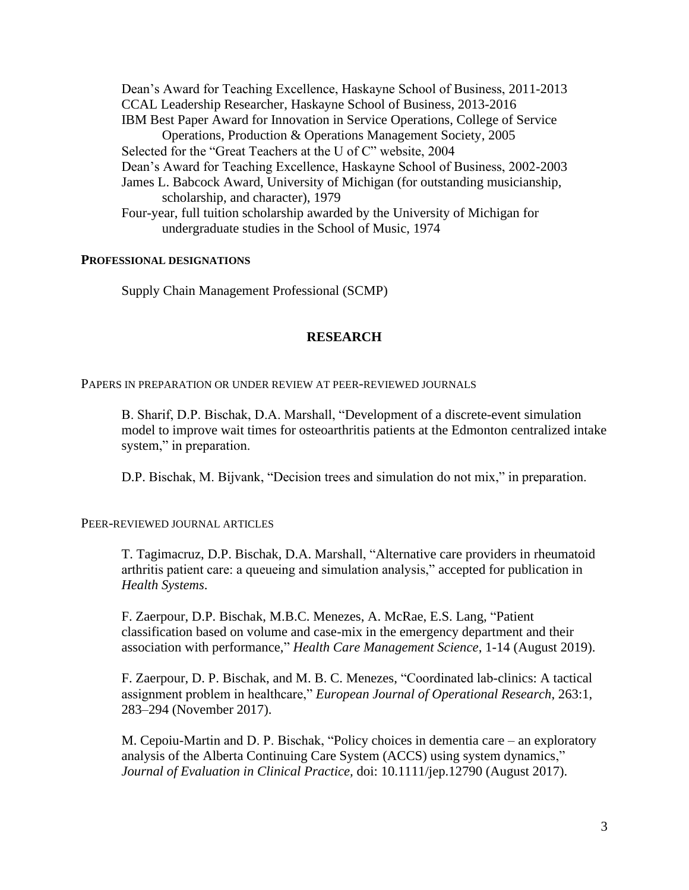Dean's Award for Teaching Excellence, Haskayne School of Business, 2011-2013
CCAL Leadership Researcher, Haskayne School of Business, 2013-2016
IBM Best Paper Award for Innovation in Service Operations, College of Service Operations, Production & Operations Management Society, 2005
Selected for the "Great Teachers at the U of C" website, 2004
Dean's Award for Teaching Excellence, Haskayne School of Business, 2002-2003
James L. Babcock Award, University of Michigan (for outstanding musicianship, scholarship, and character), 1979
Four-year, full tuition scholarship awarded by the University of Michigan for undergraduate studies in the School of Music, 1974

**PROFESSIONAL DESIGNATIONS**

Supply Chain Management Professional (SCMP)

## RESEARCH

PAPERS IN PREPARATION OR UNDER REVIEW AT PEER-REVIEWED JOURNALS

B. Sharif, D.P. Bischak, D.A. Marshall, "Development of a discrete-event simulation model to improve wait times for osteoarthritis patients at the Edmonton centralized intake system," in preparation.

D.P. Bischak, M. Bijvank, "Decision trees and simulation do not mix," in preparation.

PEER-REVIEWED JOURNAL ARTICLES

T. Tagimacruz, D.P. Bischak, D.A. Marshall, "Alternative care providers in rheumatoid arthritis patient care: a queueing and simulation analysis," accepted for publication in *Health Systems*.

F. Zaerpour, D.P. Bischak, M.B.C. Menezes, A. McRae, E.S. Lang, "Patient classification based on volume and case-mix in the emergency department and their association with performance," *Health Care Management Science*, 1-14 (August 2019).

F. Zaerpour, D. P. Bischak, and M. B. C. Menezes, "Coordinated lab-clinics: A tactical assignment problem in healthcare," *European Journal of Operational Research*, 263:1, 283–294 (November 2017).

M. Cepoiu-Martin and D. P. Bischak, "Policy choices in dementia care – an exploratory analysis of the Alberta Continuing Care System (ACCS) using system dynamics," *Journal of Evaluation in Clinical Practice*, doi: 10.1111/jep.12790 (August 2017).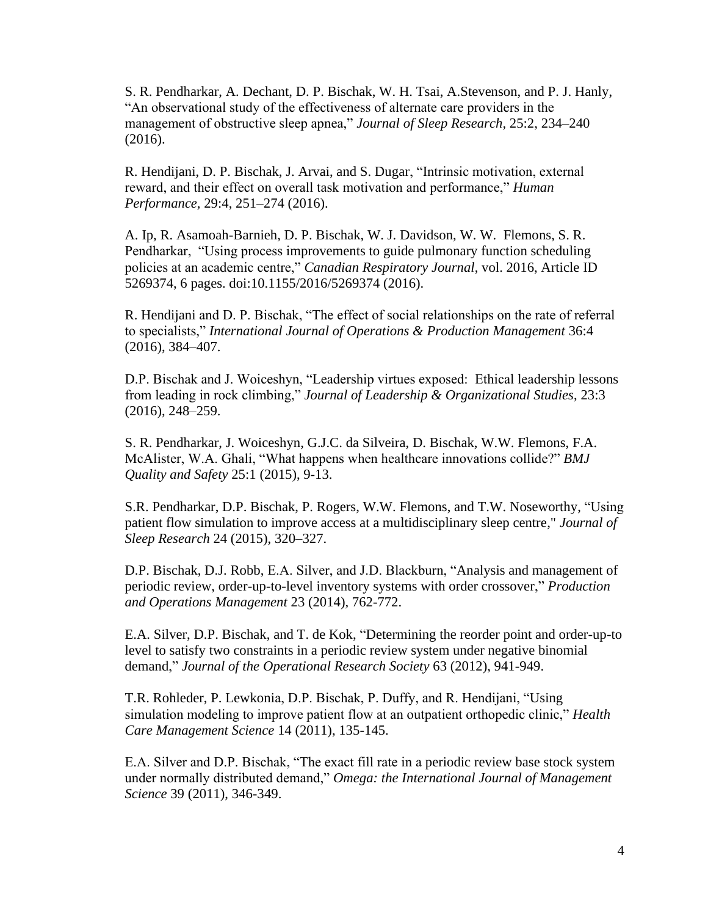S. R. Pendharkar, A. Dechant, D. P. Bischak, W. H. Tsai, A.Stevenson, and P. J. Hanly, "An observational study of the effectiveness of alternate care providers in the management of obstructive sleep apnea," *Journal of Sleep Research*, 25:2, 234–240 (2016).

R. Hendijani, D. P. Bischak, J. Arvai, and S. Dugar, "Intrinsic motivation, external reward, and their effect on overall task motivation and performance," *Human Performance,* 29:4, 251–274 (2016).

A. Ip, R. Asamoah-Barnieh, D. P. Bischak, W. J. Davidson, W. W. Flemons, S. R. Pendharkar, "Using process improvements to guide pulmonary function scheduling policies at an academic centre," *Canadian Respiratory Journal*, vol. 2016, Article ID 5269374, 6 pages. doi:10.1155/2016/5269374 (2016).

R. Hendijani and D. P. Bischak, "The effect of social relationships on the rate of referral to specialists," *International Journal of Operations & Production Management* 36:4 (2016), 384–407.

D.P. Bischak and J. Woiceshyn, "Leadership virtues exposed: Ethical leadership lessons from leading in rock climbing," *Journal of Leadership & Organizational Studies*, 23:3 (2016), 248–259.

S. R. Pendharkar, J. Woiceshyn, G.J.C. da Silveira, D. Bischak, W.W. Flemons, F.A. McAlister, W.A. Ghali, "What happens when healthcare innovations collide?" *BMJ Quality and Safety* 25:1 (2015), 9-13.

S.R. Pendharkar, D.P. Bischak, P. Rogers, W.W. Flemons, and T.W. Noseworthy, "Using patient flow simulation to improve access at a multidisciplinary sleep centre," *Journal of Sleep Research* 24 (2015), 320–327.

D.P. Bischak, D.J. Robb, E.A. Silver, and J.D. Blackburn, "Analysis and management of periodic review, order-up-to-level inventory systems with order crossover," *Production and Operations Management* 23 (2014), 762-772.

E.A. Silver, D.P. Bischak, and T. de Kok, "Determining the reorder point and order-up-to level to satisfy two constraints in a periodic review system under negative binomial demand," *Journal of the Operational Research Society* 63 (2012), 941-949.

T.R. Rohleder, P. Lewkonia, D.P. Bischak, P. Duffy, and R. Hendijani, "Using simulation modeling to improve patient flow at an outpatient orthopedic clinic," *Health Care Management Science* 14 (2011), 135-145.

E.A. Silver and D.P. Bischak, "The exact fill rate in a periodic review base stock system under normally distributed demand," *Omega: the International Journal of Management Science* 39 (2011), 346-349.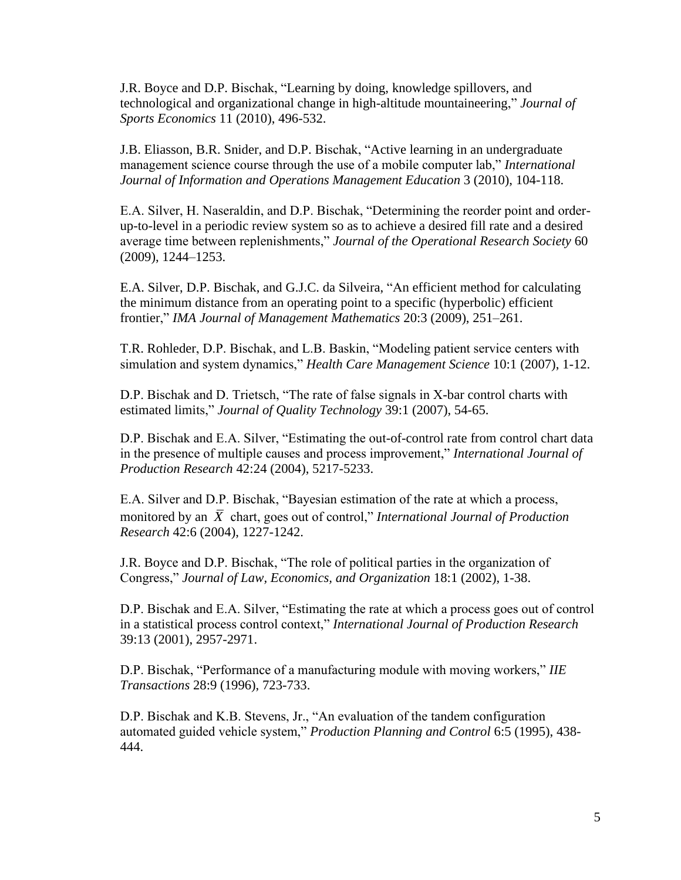J.R. Boyce and D.P. Bischak, "Learning by doing, knowledge spillovers, and technological and organizational change in high-altitude mountaineering," *Journal of Sports Economics* 11 (2010), 496-532.

J.B. Eliasson, B.R. Snider, and D.P. Bischak, "Active learning in an undergraduate management science course through the use of a mobile computer lab," *International Journal of Information and Operations Management Education* 3 (2010), 104-118.

E.A. Silver, H. Naseraldin, and D.P. Bischak, "Determining the reorder point and order-up-to-level in a periodic review system so as to achieve a desired fill rate and a desired average time between replenishments," *Journal of the Operational Research Society* 60 (2009), 1244–1253.

E.A. Silver, D.P. Bischak, and G.J.C. da Silveira, "An efficient method for calculating the minimum distance from an operating point to a specific (hyperbolic) efficient frontier," *IMA Journal of Management Mathematics* 20:3 (2009), 251–261.

T.R. Rohleder, D.P. Bischak, and L.B. Baskin, "Modeling patient service centers with simulation and system dynamics," *Health Care Management Science* 10:1 (2007), 1-12.

D.P. Bischak and D. Trietsch, "The rate of false signals in X-bar control charts with estimated limits," *Journal of Quality Technology* 39:1 (2007), 54-65.

D.P. Bischak and E.A. Silver, "Estimating the out-of-control rate from control chart data in the presence of multiple causes and process improvement," *International Journal of Production Research* 42:24 (2004), 5217-5233.

E.A. Silver and D.P. Bischak, "Bayesian estimation of the rate at which a process, monitored by an $\bar{X}$ chart, goes out of control," *International Journal of Production Research* 42:6 (2004), 1227-1242.

J.R. Boyce and D.P. Bischak, "The role of political parties in the organization of Congress," *Journal of Law, Economics, and Organization* 18:1 (2002), 1-38.

D.P. Bischak and E.A. Silver, "Estimating the rate at which a process goes out of control in a statistical process control context," *International Journal of Production Research* 39:13 (2001), 2957-2971.

D.P. Bischak, "Performance of a manufacturing module with moving workers," *IIE Transactions* 28:9 (1996), 723-733.

D.P. Bischak and K.B. Stevens, Jr., "An evaluation of the tandem configuration automated guided vehicle system," *Production Planning and Control* 6:5 (1995), 438-444.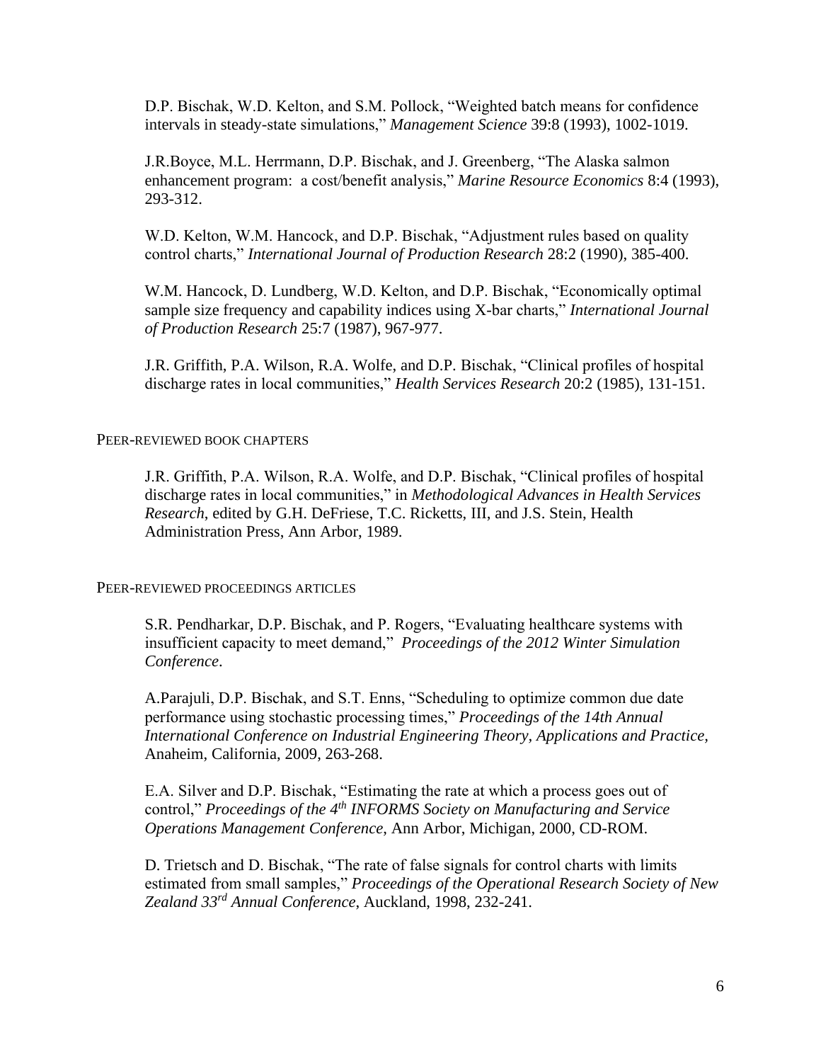D.P. Bischak, W.D. Kelton, and S.M. Pollock, "Weighted batch means for confidence intervals in steady-state simulations," *Management Science* 39:8 (1993), 1002-1019.

J.R.Boyce, M.L. Herrmann, D.P. Bischak, and J. Greenberg, "The Alaska salmon enhancement program: a cost/benefit analysis," *Marine Resource Economics* 8:4 (1993), 293-312.

W.D. Kelton, W.M. Hancock, and D.P. Bischak, "Adjustment rules based on quality control charts," *International Journal of Production Research* 28:2 (1990), 385-400.

W.M. Hancock, D. Lundberg, W.D. Kelton, and D.P. Bischak, "Economically optimal sample size frequency and capability indices using X-bar charts," *International Journal of Production Research* 25:7 (1987), 967-977.

J.R. Griffith, P.A. Wilson, R.A. Wolfe, and D.P. Bischak, "Clinical profiles of hospital discharge rates in local communities," *Health Services Research* 20:2 (1985), 131-151.

## PEER-REVIEWED BOOK CHAPTERS

J.R. Griffith, P.A. Wilson, R.A. Wolfe, and D.P. Bischak, "Clinical profiles of hospital discharge rates in local communities," in *Methodological Advances in Health Services Research*, edited by G.H. DeFriese, T.C. Ricketts, III, and J.S. Stein, Health Administration Press, Ann Arbor, 1989.

## PEER-REVIEWED PROCEEDINGS ARTICLES

S.R. Pendharkar, D.P. Bischak, and P. Rogers, "Evaluating healthcare systems with insufficient capacity to meet demand," *Proceedings of the 2012 Winter Simulation Conference*.

A.Parajuli, D.P. Bischak, and S.T. Enns, "Scheduling to optimize common due date performance using stochastic processing times," *Proceedings of the 14th Annual International Conference on Industrial Engineering Theory, Applications and Practice*, Anaheim, California, 2009, 263-268.

E.A. Silver and D.P. Bischak, "Estimating the rate at which a process goes out of control," *Proceedings of the 4th INFORMS Society on Manufacturing and Service Operations Management Conference*, Ann Arbor, Michigan, 2000, CD-ROM.

D. Trietsch and D. Bischak, "The rate of false signals for control charts with limits estimated from small samples," *Proceedings of the Operational Research Society of New Zealand 33rd Annual Conference*, Auckland, 1998, 232-241.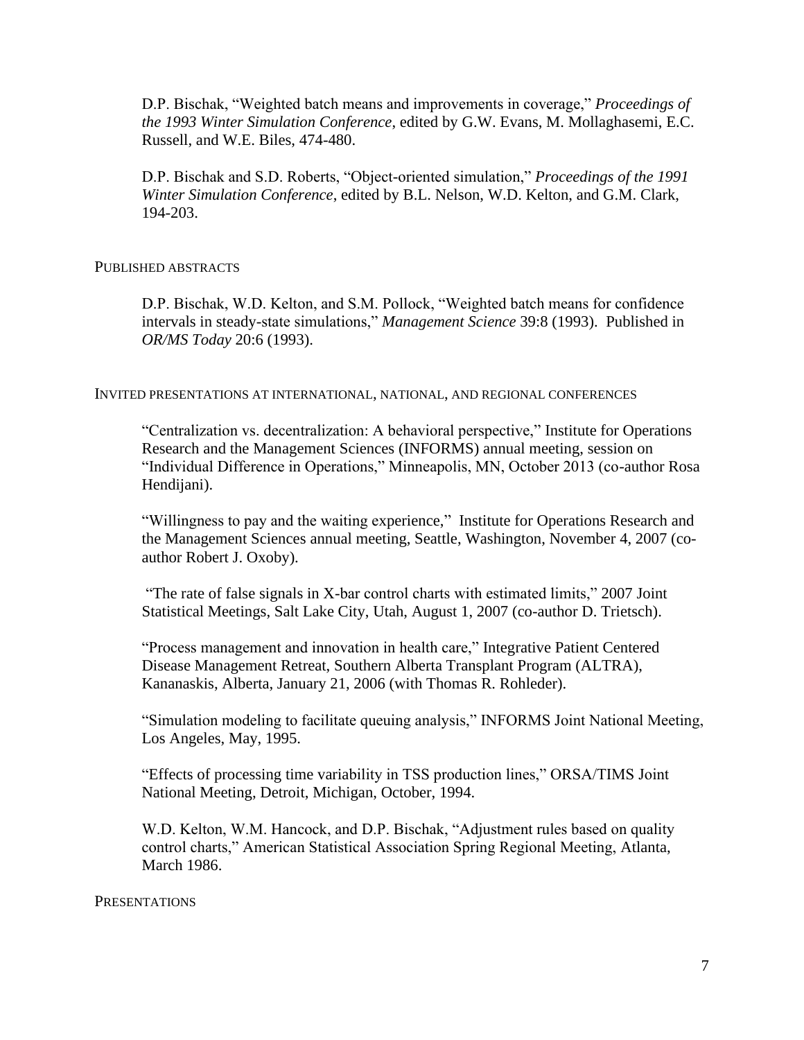D.P. Bischak, "Weighted batch means and improvements in coverage," *Proceedings of the 1993 Winter Simulation Conference*, edited by G.W. Evans, M. Mollaghasemi, E.C. Russell, and W.E. Biles, 474-480.

D.P. Bischak and S.D. Roberts, "Object-oriented simulation," *Proceedings of the 1991 Winter Simulation Conference*, edited by B.L. Nelson, W.D. Kelton, and G.M. Clark, 194-203.

## PUBLISHED ABSTRACTS

D.P. Bischak, W.D. Kelton, and S.M. Pollock, "Weighted batch means for confidence intervals in steady-state simulations," *Management Science* 39:8 (1993). Published in *OR/MS Today* 20:6 (1993).

## INVITED PRESENTATIONS AT INTERNATIONAL, NATIONAL, AND REGIONAL CONFERENCES

"Centralization vs. decentralization: A behavioral perspective," Institute for Operations Research and the Management Sciences (INFORMS) annual meeting, session on "Individual Difference in Operations," Minneapolis, MN, October 2013 (co-author Rosa Hendijani).

"Willingness to pay and the waiting experience," Institute for Operations Research and the Management Sciences annual meeting, Seattle, Washington, November 4, 2007 (co-author Robert J. Oxoby).

"The rate of false signals in X-bar control charts with estimated limits," 2007 Joint Statistical Meetings, Salt Lake City, Utah, August 1, 2007 (co-author D. Trietsch).

"Process management and innovation in health care," Integrative Patient Centered Disease Management Retreat, Southern Alberta Transplant Program (ALTRA), Kananaskis, Alberta, January 21, 2006 (with Thomas R. Rohleder).

"Simulation modeling to facilitate queuing analysis," INFORMS Joint National Meeting, Los Angeles, May, 1995.

"Effects of processing time variability in TSS production lines," ORSA/TIMS Joint National Meeting, Detroit, Michigan, October, 1994.

W.D. Kelton, W.M. Hancock, and D.P. Bischak, "Adjustment rules based on quality control charts," American Statistical Association Spring Regional Meeting, Atlanta, March 1986.

## PRESENTATIONS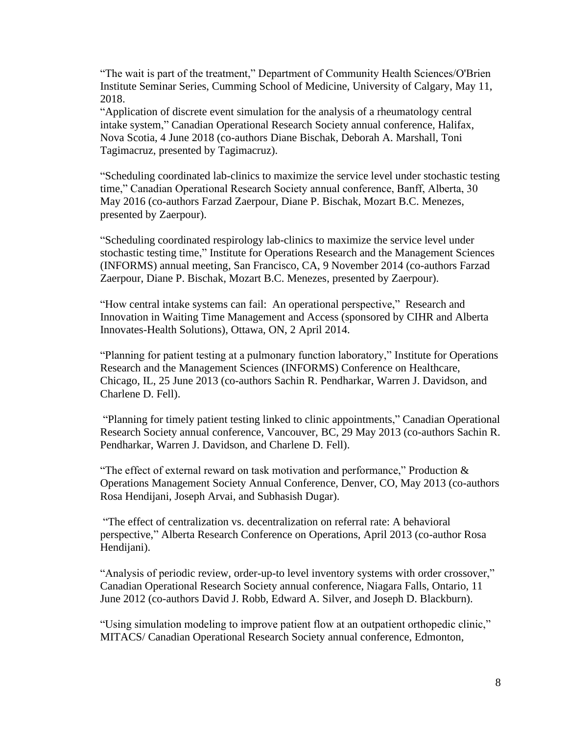“The wait is part of the treatment,” Department of Community Health Sciences/O'Brien Institute Seminar Series, Cumming School of Medicine, University of Calgary, May 11, 2018.

“Application of discrete event simulation for the analysis of a rheumatology central intake system,” Canadian Operational Research Society annual conference, Halifax, Nova Scotia, 4 June 2018 (co-authors Diane Bischak, Deborah A. Marshall, Toni Tagimacruz, presented by Tagimacruz).

“Scheduling coordinated lab-clinics to maximize the service level under stochastic testing time,” Canadian Operational Research Society annual conference, Banff, Alberta, 30 May 2016 (co-authors Farzad Zaerpour, Diane P. Bischak, Mozart B.C. Menezes, presented by Zaerpour).

“Scheduling coordinated respirology lab-clinics to maximize the service level under stochastic testing time,” Institute for Operations Research and the Management Sciences (INFORMS) annual meeting, San Francisco, CA, 9 November 2014 (co-authors Farzad Zaerpour, Diane P. Bischak, Mozart B.C. Menezes, presented by Zaerpour).

“How central intake systems can fail: An operational perspective,” Research and Innovation in Waiting Time Management and Access (sponsored by CIHR and Alberta Innovates-Health Solutions), Ottawa, ON, 2 April 2014.

“Planning for patient testing at a pulmonary function laboratory,” Institute for Operations Research and the Management Sciences (INFORMS) Conference on Healthcare, Chicago, IL, 25 June 2013 (co-authors Sachin R. Pendharkar, Warren J. Davidson, and Charlene D. Fell).

“Planning for timely patient testing linked to clinic appointments,” Canadian Operational Research Society annual conference, Vancouver, BC, 29 May 2013 (co-authors Sachin R. Pendharkar, Warren J. Davidson, and Charlene D. Fell).

“The effect of external reward on task motivation and performance,” Production & Operations Management Society Annual Conference, Denver, CO, May 2013 (co-authors Rosa Hendijani, Joseph Arvai, and Subhasish Dugar).

“The effect of centralization vs. decentralization on referral rate: A behavioral perspective,” Alberta Research Conference on Operations, April 2013 (co-author Rosa Hendijani).

“Analysis of periodic review, order-up-to level inventory systems with order crossover,” Canadian Operational Research Society annual conference, Niagara Falls, Ontario, 11 June 2012 (co-authors David J. Robb, Edward A. Silver, and Joseph D. Blackburn).

“Using simulation modeling to improve patient flow at an outpatient orthopedic clinic,” MITACS/ Canadian Operational Research Society annual conference, Edmonton,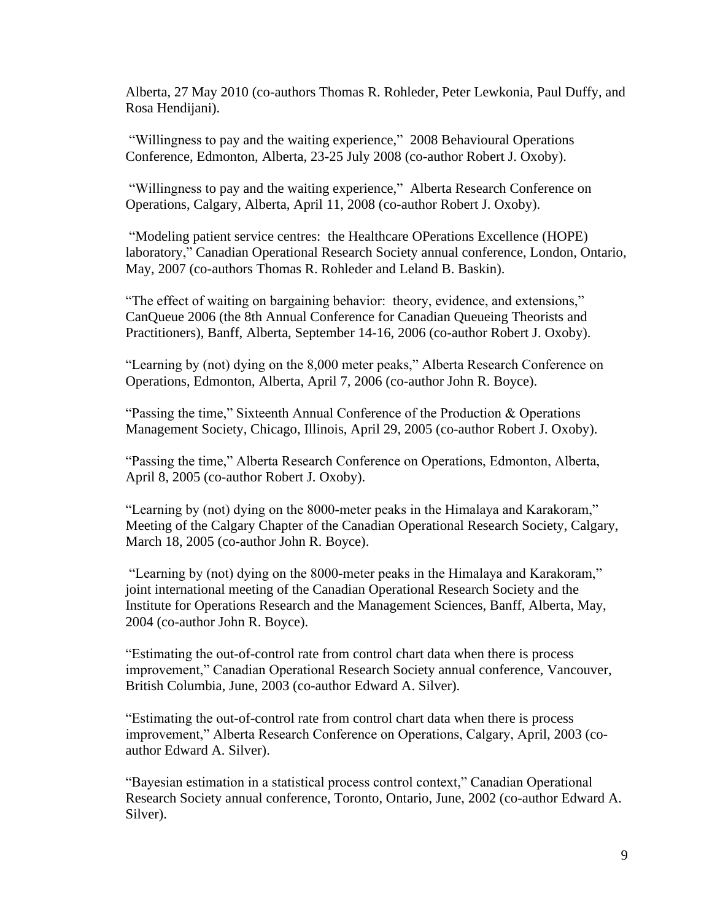Alberta, 27 May 2010 (co-authors Thomas R. Rohleder, Peter Lewkonia, Paul Duffy, and Rosa Hendijani).

"Willingness to pay and the waiting experience," 2008 Behavioural Operations Conference, Edmonton, Alberta, 23-25 July 2008 (co-author Robert J. Oxoby).

"Willingness to pay and the waiting experience," Alberta Research Conference on Operations, Calgary, Alberta, April 11, 2008 (co-author Robert J. Oxoby).

"Modeling patient service centres: the Healthcare OPerations Excellence (HOPE) laboratory," Canadian Operational Research Society annual conference, London, Ontario, May, 2007 (co-authors Thomas R. Rohleder and Leland B. Baskin).

"The effect of waiting on bargaining behavior: theory, evidence, and extensions," CanQueue 2006 (the 8th Annual Conference for Canadian Queueing Theorists and Practitioners), Banff, Alberta, September 14-16, 2006 (co-author Robert J. Oxoby).

"Learning by (not) dying on the 8,000 meter peaks," Alberta Research Conference on Operations, Edmonton, Alberta, April 7, 2006 (co-author John R. Boyce).

"Passing the time," Sixteenth Annual Conference of the Production & Operations Management Society, Chicago, Illinois, April 29, 2005 (co-author Robert J. Oxoby).

"Passing the time," Alberta Research Conference on Operations, Edmonton, Alberta, April 8, 2005 (co-author Robert J. Oxoby).

"Learning by (not) dying on the 8000-meter peaks in the Himalaya and Karakoram," Meeting of the Calgary Chapter of the Canadian Operational Research Society, Calgary, March 18, 2005 (co-author John R. Boyce).

"Learning by (not) dying on the 8000-meter peaks in the Himalaya and Karakoram," joint international meeting of the Canadian Operational Research Society and the Institute for Operations Research and the Management Sciences, Banff, Alberta, May, 2004 (co-author John R. Boyce).

"Estimating the out-of-control rate from control chart data when there is process improvement," Canadian Operational Research Society annual conference, Vancouver, British Columbia, June, 2003 (co-author Edward A. Silver).

"Estimating the out-of-control rate from control chart data when there is process improvement," Alberta Research Conference on Operations, Calgary, April, 2003 (co-author Edward A. Silver).

"Bayesian estimation in a statistical process control context," Canadian Operational Research Society annual conference, Toronto, Ontario, June, 2002 (co-author Edward A. Silver).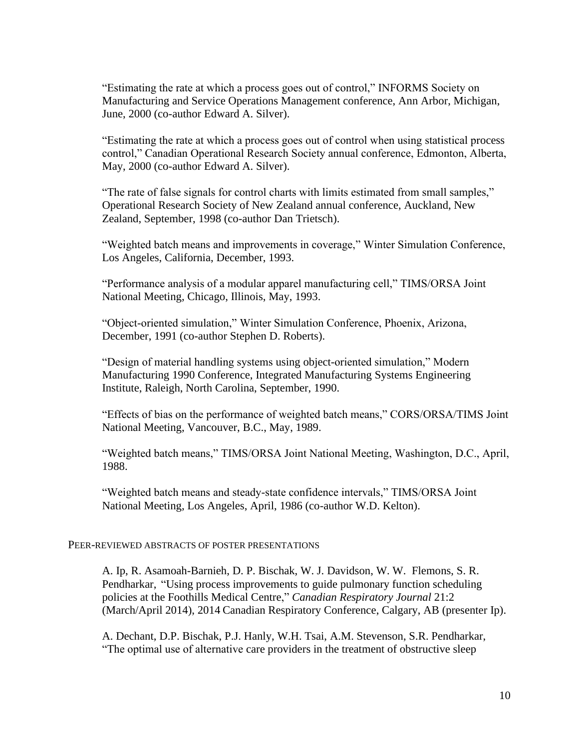"Estimating the rate at which a process goes out of control," INFORMS Society on Manufacturing and Service Operations Management conference, Ann Arbor, Michigan, June, 2000 (co-author Edward A. Silver).

"Estimating the rate at which a process goes out of control when using statistical process control," Canadian Operational Research Society annual conference, Edmonton, Alberta, May, 2000 (co-author Edward A. Silver).

"The rate of false signals for control charts with limits estimated from small samples," Operational Research Society of New Zealand annual conference, Auckland, New Zealand, September, 1998 (co-author Dan Trietsch).

"Weighted batch means and improvements in coverage," Winter Simulation Conference, Los Angeles, California, December, 1993.

"Performance analysis of a modular apparel manufacturing cell," TIMS/ORSA Joint National Meeting, Chicago, Illinois, May, 1993.

"Object-oriented simulation," Winter Simulation Conference, Phoenix, Arizona, December, 1991 (co-author Stephen D. Roberts).

"Design of material handling systems using object-oriented simulation," Modern Manufacturing 1990 Conference, Integrated Manufacturing Systems Engineering Institute, Raleigh, North Carolina, September, 1990.

"Effects of bias on the performance of weighted batch means," CORS/ORSA/TIMS Joint National Meeting, Vancouver, B.C., May, 1989.

"Weighted batch means," TIMS/ORSA Joint National Meeting, Washington, D.C., April, 1988.

"Weighted batch means and steady-state confidence intervals," TIMS/ORSA Joint National Meeting, Los Angeles, April, 1986 (co-author W.D. Kelton).

## PEER-REVIEWED ABSTRACTS OF POSTER PRESENTATIONS

A. Ip, R. Asamoah-Barnieh, D. P. Bischak, W. J. Davidson, W. W. Flemons, S. R. Pendharkar, "Using process improvements to guide pulmonary function scheduling policies at the Foothills Medical Centre," *Canadian Respiratory Journal* 21:2 (March/April 2014), 2014 Canadian Respiratory Conference, Calgary, AB (presenter Ip).

A. Dechant, D.P. Bischak, P.J. Hanly, W.H. Tsai, A.M. Stevenson, S.R. Pendharkar, "The optimal use of alternative care providers in the treatment of obstructive sleep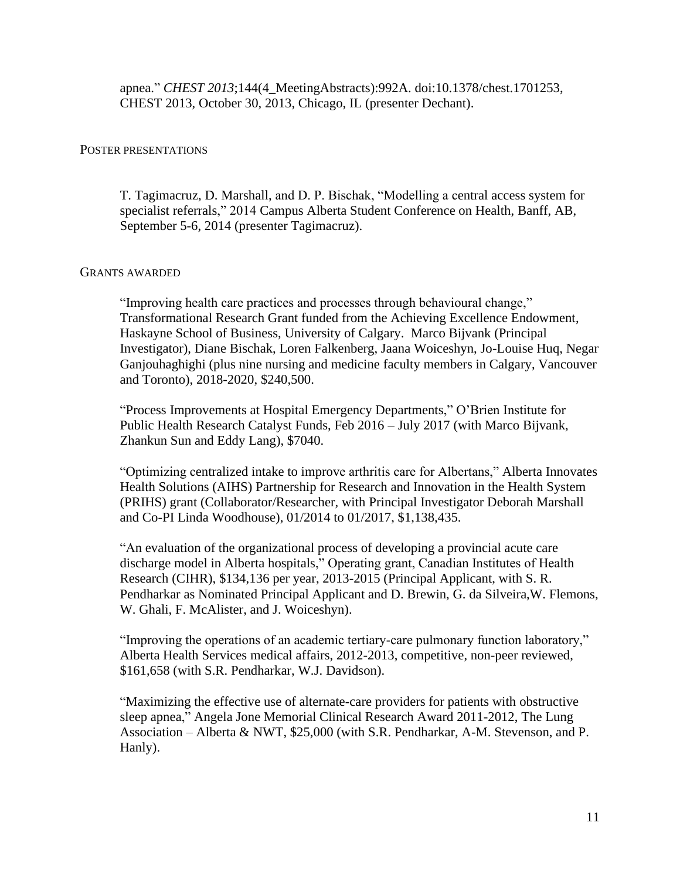apnea." *CHEST 2013*;144(4_MeetingAbstracts):992A. doi:10.1378/chest.1701253, CHEST 2013, October 30, 2013, Chicago, IL (presenter Dechant).

## POSTER PRESENTATIONS

T. Tagimacruz, D. Marshall, and D. P. Bischak, "Modelling a central access system for specialist referrals," 2014 Campus Alberta Student Conference on Health, Banff, AB, September 5-6, 2014 (presenter Tagimacruz).

## GRANTS AWARDED

"Improving health care practices and processes through behavioural change," Transformational Research Grant funded from the Achieving Excellence Endowment, Haskayne School of Business, University of Calgary. Marco Bijvank (Principal Investigator), Diane Bischak, Loren Falkenberg, Jaana Woiceshyn, Jo-Louise Huq, Negar Ganjouhaghighi (plus nine nursing and medicine faculty members in Calgary, Vancouver and Toronto), 2018-2020, $240,500.

"Process Improvements at Hospital Emergency Departments," O'Brien Institute for Public Health Research Catalyst Funds, Feb 2016 – July 2017 (with Marco Bijvank, Zhankun Sun and Eddy Lang), $7040.

"Optimizing centralized intake to improve arthritis care for Albertans," Alberta Innovates Health Solutions (AIHS) Partnership for Research and Innovation in the Health System (PRIHS) grant (Collaborator/Researcher, with Principal Investigator Deborah Marshall and Co-PI Linda Woodhouse), 01/2014 to 01/2017, $1,138,435.

"An evaluation of the organizational process of developing a provincial acute care discharge model in Alberta hospitals," Operating grant, Canadian Institutes of Health Research (CIHR), $134,136 per year, 2013-2015 (Principal Applicant, with S. R. Pendharkar as Nominated Principal Applicant and D. Brewin, G. da Silveira,W. Flemons, W. Ghali, F. McAlister, and J. Woiceshyn).

"Improving the operations of an academic tertiary-care pulmonary function laboratory," Alberta Health Services medical affairs, 2012-2013, competitive, non-peer reviewed, $161,658 (with S.R. Pendharkar, W.J. Davidson).

"Maximizing the effective use of alternate-care providers for patients with obstructive sleep apnea," Angela Jone Memorial Clinical Research Award 2011-2012, The Lung Association – Alberta & NWT, $25,000 (with S.R. Pendharkar, A-M. Stevenson, and P. Hanly).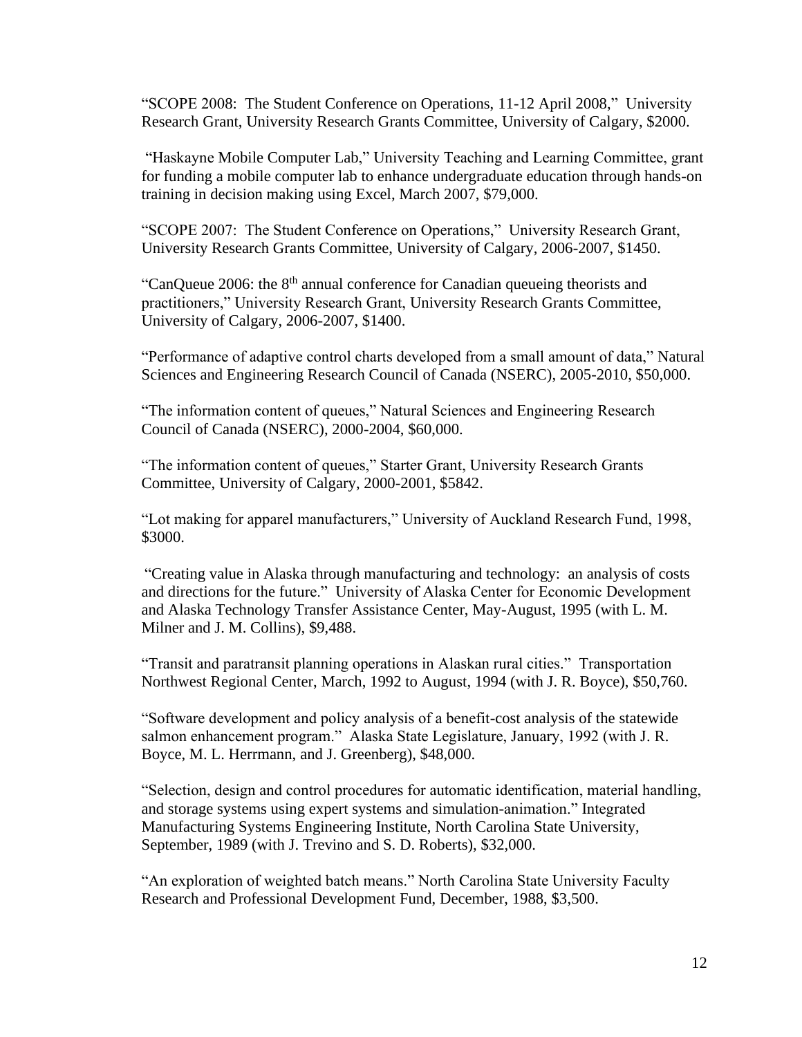"SCOPE 2008: The Student Conference on Operations, 11-12 April 2008," University Research Grant, University Research Grants Committee, University of Calgary, $2000.

"Haskayne Mobile Computer Lab," University Teaching and Learning Committee, grant for funding a mobile computer lab to enhance undergraduate education through hands-on training in decision making using Excel, March 2007, $79,000.

"SCOPE 2007: The Student Conference on Operations," University Research Grant, University Research Grants Committee, University of Calgary, 2006-2007, $1450.

"CanQueue 2006: the 8th annual conference for Canadian queueing theorists and practitioners," University Research Grant, University Research Grants Committee, University of Calgary, 2006-2007, $1400.

"Performance of adaptive control charts developed from a small amount of data," Natural Sciences and Engineering Research Council of Canada (NSERC), 2005-2010, $50,000.

"The information content of queues," Natural Sciences and Engineering Research Council of Canada (NSERC), 2000-2004, $60,000.

"The information content of queues," Starter Grant, University Research Grants Committee, University of Calgary, 2000-2001, $5842.

"Lot making for apparel manufacturers," University of Auckland Research Fund, 1998, $3000.

"Creating value in Alaska through manufacturing and technology: an analysis of costs and directions for the future." University of Alaska Center for Economic Development and Alaska Technology Transfer Assistance Center, May-August, 1995 (with L. M. Milner and J. M. Collins), $9,488.

"Transit and paratransit planning operations in Alaskan rural cities." Transportation Northwest Regional Center, March, 1992 to August, 1994 (with J. R. Boyce), $50,760.

"Software development and policy analysis of a benefit-cost analysis of the statewide salmon enhancement program." Alaska State Legislature, January, 1992 (with J. R. Boyce, M. L. Herrmann, and J. Greenberg), $48,000.

"Selection, design and control procedures for automatic identification, material handling, and storage systems using expert systems and simulation-animation." Integrated Manufacturing Systems Engineering Institute, North Carolina State University, September, 1989 (with J. Trevino and S. D. Roberts), $32,000.

"An exploration of weighted batch means." North Carolina State University Faculty Research and Professional Development Fund, December, 1988, $3,500.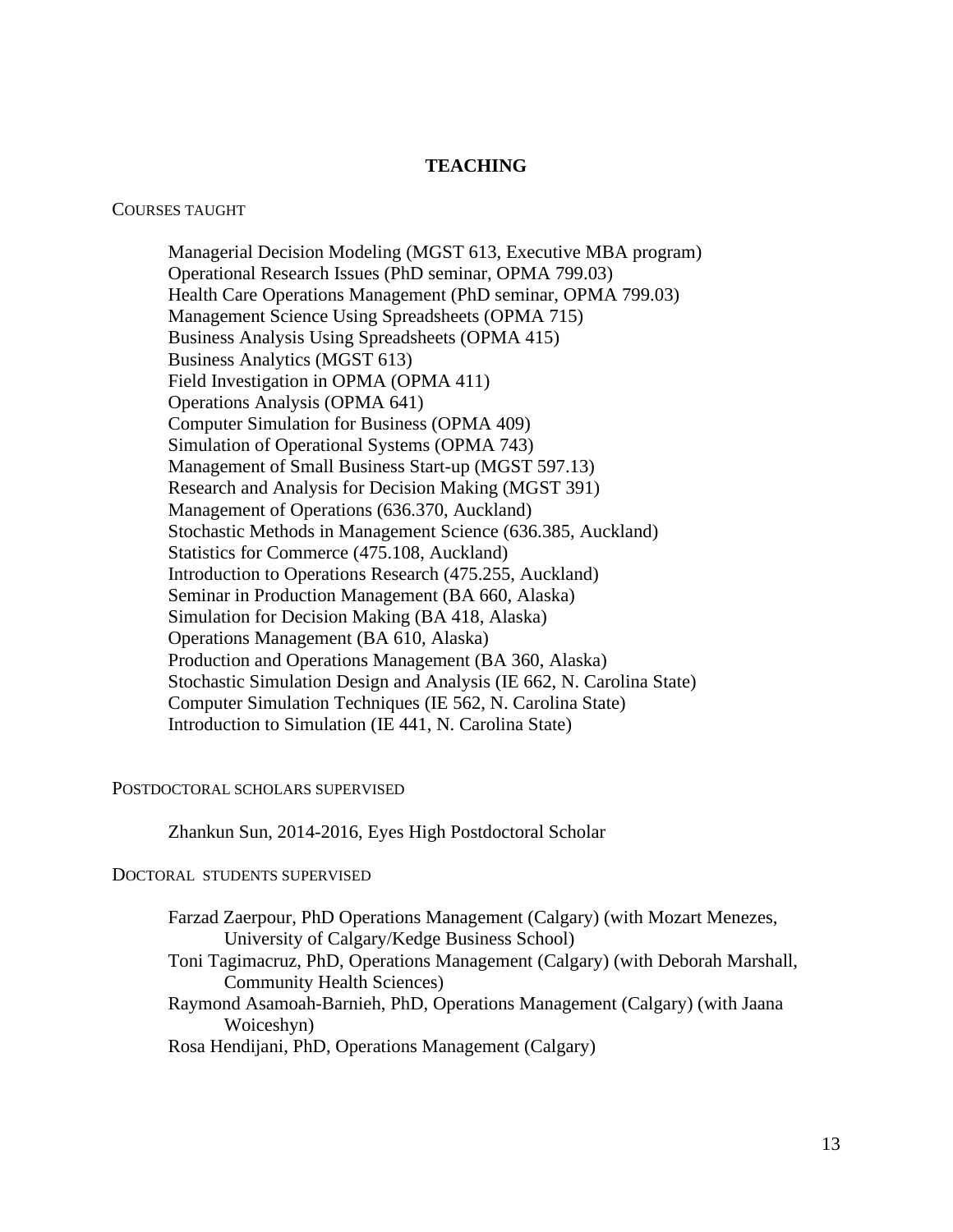# TEACHING

COURSES TAUGHT

Managerial Decision Modeling (MGST 613, Executive MBA program)
Operational Research Issues (PhD seminar, OPMA 799.03)
Health Care Operations Management (PhD seminar, OPMA 799.03)
Management Science Using Spreadsheets (OPMA 715)
Business Analysis Using Spreadsheets (OPMA 415)
Business Analytics (MGST 613)
Field Investigation in OPMA (OPMA 411)
Operations Analysis (OPMA 641)
Computer Simulation for Business (OPMA 409)
Simulation of Operational Systems (OPMA 743)
Management of Small Business Start-up (MGST 597.13)
Research and Analysis for Decision Making (MGST 391)
Management of Operations (636.370, Auckland)
Stochastic Methods in Management Science (636.385, Auckland)
Statistics for Commerce (475.108, Auckland)
Introduction to Operations Research (475.255, Auckland)
Seminar in Production Management (BA 660, Alaska)
Simulation for Decision Making (BA 418, Alaska)
Operations Management (BA 610, Alaska)
Production and Operations Management (BA 360, Alaska)
Stochastic Simulation Design and Analysis (IE 662, N. Carolina State)
Computer Simulation Techniques (IE 562, N. Carolina State)
Introduction to Simulation (IE 441, N. Carolina State)

POSTDOCTORAL SCHOLARS SUPERVISED

Zhankun Sun, 2014-2016, Eyes High Postdoctoral Scholar

DOCTORAL STUDENTS SUPERVISED

Farzad Zaerpour, PhD Operations Management (Calgary) (with Mozart Menezes, University of Calgary/Kedge Business School)
Toni Tagimacruz, PhD, Operations Management (Calgary) (with Deborah Marshall, Community Health Sciences)
Raymond Asamoah-Barnieh, PhD, Operations Management (Calgary) (with Jaana Woiceshyn)
Rosa Hendijani, PhD, Operations Management (Calgary)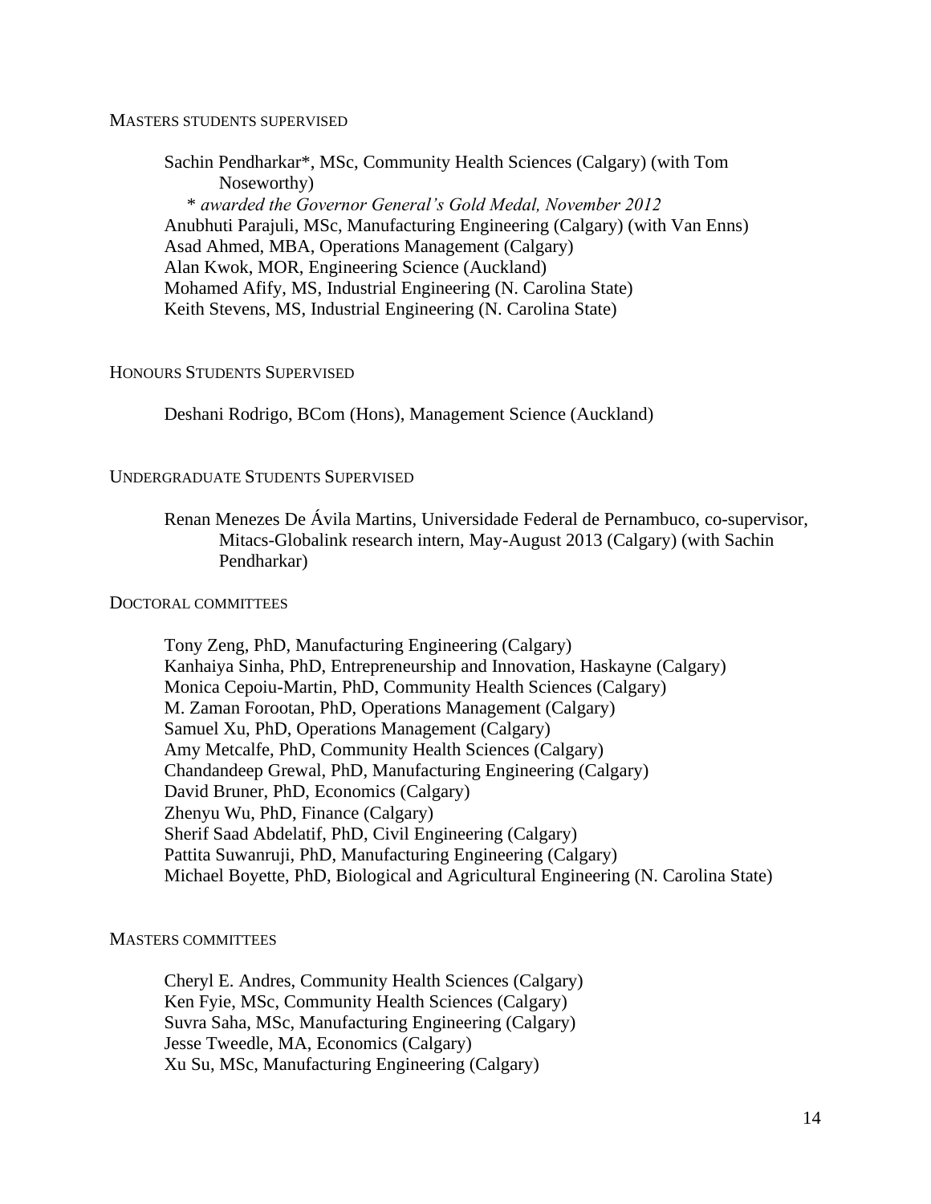## MASTERS STUDENTS SUPERVISED

Sachin Pendharkar*, MSc, Community Health Sciences (Calgary) (with Tom Noseworthy)
*\* awarded the Governor General's Gold Medal, November 2012*
Anubhuti Parajuli, MSc, Manufacturing Engineering (Calgary) (with Van Enns)
Asad Ahmed, MBA, Operations Management (Calgary)
Alan Kwok, MOR, Engineering Science (Auckland)
Mohamed Afify, MS, Industrial Engineering (N. Carolina State)
Keith Stevens, MS, Industrial Engineering (N. Carolina State)

## HONOURS STUDENTS SUPERVISED

Deshani Rodrigo, BCom (Hons), Management Science (Auckland)

## UNDERGRADUATE STUDENTS SUPERVISED

Renan Menezes De Ávila Martins, Universidade Federal de Pernambuco, co-supervisor, Mitacs-Globalink research intern, May-August 2013 (Calgary) (with Sachin Pendharkar)

## DOCTORAL COMMITTEES

Tony Zeng, PhD, Manufacturing Engineering (Calgary)
Kanhaiya Sinha, PhD, Entrepreneurship and Innovation, Haskayne (Calgary)
Monica Cepoiu-Martin, PhD, Community Health Sciences (Calgary)
M. Zaman Forootan, PhD, Operations Management (Calgary)
Samuel Xu, PhD, Operations Management (Calgary)
Amy Metcalfe, PhD, Community Health Sciences (Calgary)
Chandandeep Grewal, PhD, Manufacturing Engineering (Calgary)
David Bruner, PhD, Economics (Calgary)
Zhenyu Wu, PhD, Finance (Calgary)
Sherif Saad Abdelatif, PhD, Civil Engineering (Calgary)
Pattita Suwanruji, PhD, Manufacturing Engineering (Calgary)
Michael Boyette, PhD, Biological and Agricultural Engineering (N. Carolina State)

## MASTERS COMMITTEES

Cheryl E. Andres, Community Health Sciences (Calgary)
Ken Fyie, MSc, Community Health Sciences (Calgary)
Suvra Saha, MSc, Manufacturing Engineering (Calgary)
Jesse Tweedle, MA, Economics (Calgary)
Xu Su, MSc, Manufacturing Engineering (Calgary)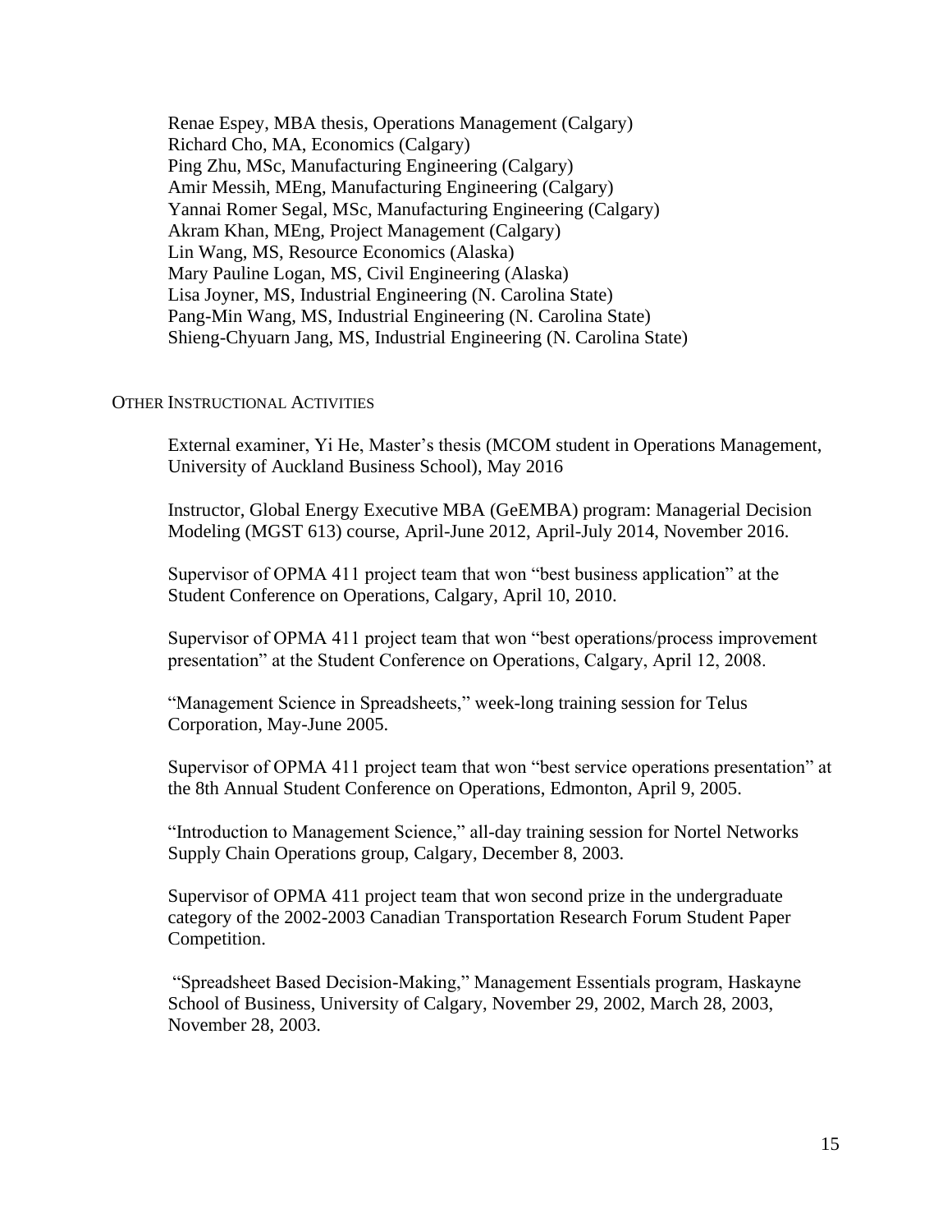Renae Espey, MBA thesis, Operations Management (Calgary)
Richard Cho, MA, Economics (Calgary)
Ping Zhu, MSc, Manufacturing Engineering (Calgary)
Amir Messih, MEng, Manufacturing Engineering (Calgary)
Yannai Romer Segal, MSc, Manufacturing Engineering (Calgary)
Akram Khan, MEng, Project Management (Calgary)
Lin Wang, MS, Resource Economics (Alaska)
Mary Pauline Logan, MS, Civil Engineering (Alaska)
Lisa Joyner, MS, Industrial Engineering (N. Carolina State)
Pang-Min Wang, MS, Industrial Engineering (N. Carolina State)
Shieng-Chyuarn Jang, MS, Industrial Engineering (N. Carolina State)

## OTHER INSTRUCTIONAL ACTIVITIES

External examiner, Yi He, Master's thesis (MCOM student in Operations Management, University of Auckland Business School), May 2016

Instructor, Global Energy Executive MBA (GeEMBA) program: Managerial Decision Modeling (MGST 613) course, April-June 2012, April-July 2014, November 2016.

Supervisor of OPMA 411 project team that won "best business application" at the Student Conference on Operations, Calgary, April 10, 2010.

Supervisor of OPMA 411 project team that won "best operations/process improvement presentation" at the Student Conference on Operations, Calgary, April 12, 2008.

"Management Science in Spreadsheets," week-long training session for Telus Corporation, May-June 2005.

Supervisor of OPMA 411 project team that won "best service operations presentation" at the 8th Annual Student Conference on Operations, Edmonton, April 9, 2005.

"Introduction to Management Science," all-day training session for Nortel Networks Supply Chain Operations group, Calgary, December 8, 2003.

Supervisor of OPMA 411 project team that won second prize in the undergraduate category of the 2002-2003 Canadian Transportation Research Forum Student Paper Competition.

"Spreadsheet Based Decision-Making," Management Essentials program, Haskayne School of Business, University of Calgary, November 29, 2002, March 28, 2003, November 28, 2003.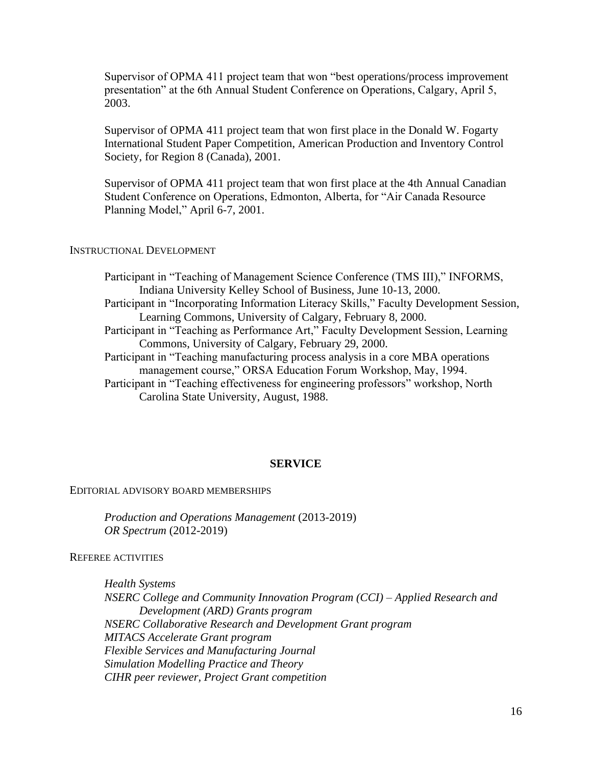Supervisor of OPMA 411 project team that won "best operations/process improvement presentation" at the 6th Annual Student Conference on Operations, Calgary, April 5, 2003.

Supervisor of OPMA 411 project team that won first place in the Donald W. Fogarty International Student Paper Competition, American Production and Inventory Control Society, for Region 8 (Canada), 2001.

Supervisor of OPMA 411 project team that won first place at the 4th Annual Canadian Student Conference on Operations, Edmonton, Alberta, for "Air Canada Resource Planning Model," April 6-7, 2001.

### Instructional Development

Participant in "Teaching of Management Science Conference (TMS III)," INFORMS, Indiana University Kelley School of Business, June 10-13, 2000.

Participant in "Incorporating Information Literacy Skills," Faculty Development Session, Learning Commons, University of Calgary, February 8, 2000.

Participant in "Teaching as Performance Art," Faculty Development Session, Learning Commons, University of Calgary, February 29, 2000.

Participant in "Teaching manufacturing process analysis in a core MBA operations management course," ORSA Education Forum Workshop, May, 1994.

Participant in "Teaching effectiveness for engineering professors" workshop, North Carolina State University, August, 1988.

## SERVICE

### Editorial advisory board memberships

*Production and Operations Management* (2013-2019)
*OR Spectrum* (2012-2019)

### Referee activities

*Health Systems*
*NSERC College and Community Innovation Program (CCI) – Applied Research and Development (ARD) Grants program*
*NSERC Collaborative Research and Development Grant program*
*MITACS Accelerate Grant program*
*Flexible Services and Manufacturing Journal*
*Simulation Modelling Practice and Theory*
*CIHR peer reviewer, Project Grant competition*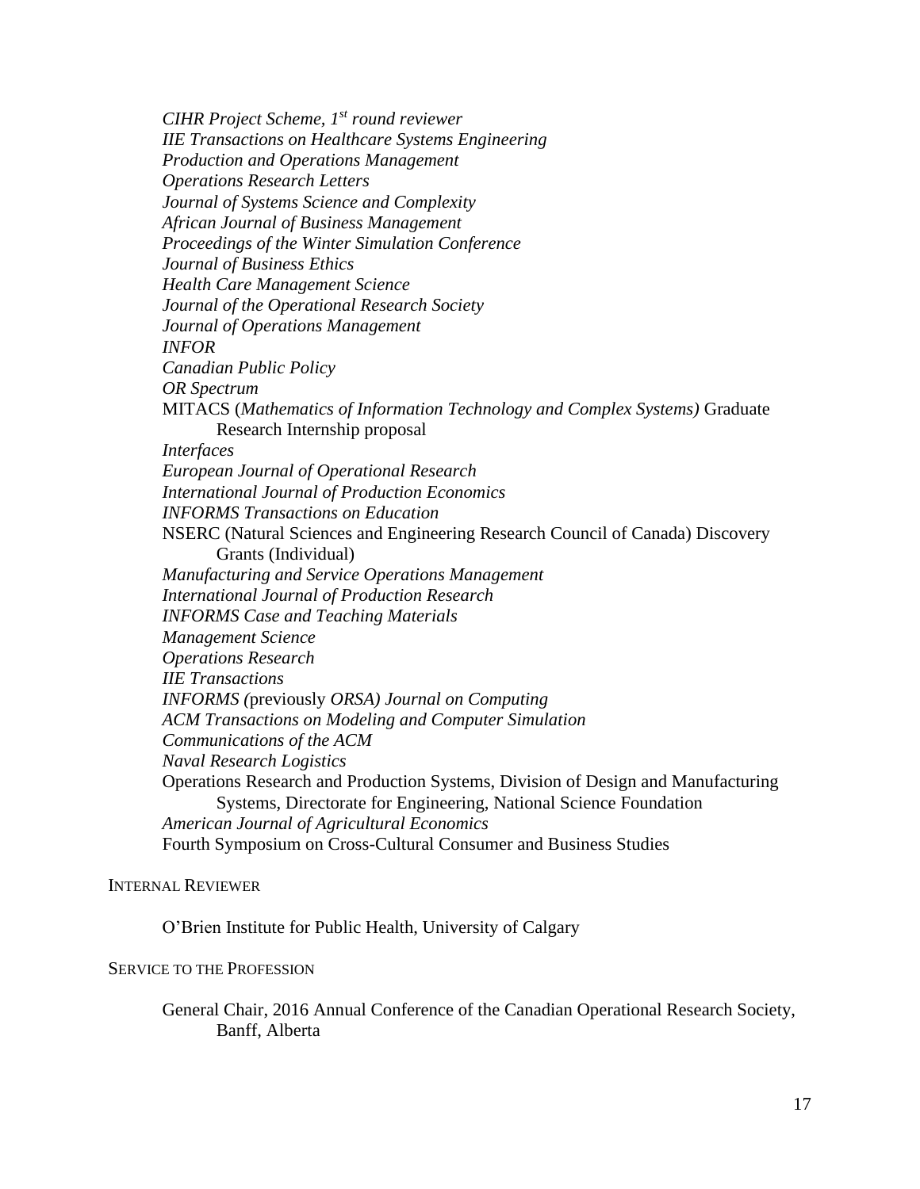*CIHR Project Scheme, 1st round reviewer*
*IIE Transactions on Healthcare Systems Engineering*
*Production and Operations Management*
*Operations Research Letters*
*Journal of Systems Science and Complexity*
*African Journal of Business Management*
*Proceedings of the Winter Simulation Conference*
*Journal of Business Ethics*
*Health Care Management Science*
*Journal of the Operational Research Society*
*Journal of Operations Management*
*INFOR*
*Canadian Public Policy*
*OR Spectrum*
MITACS (*Mathematics of Information Technology and Complex Systems)* Graduate Research Internship proposal
*Interfaces*
*European Journal of Operational Research*
*International Journal of Production Economics*
*INFORMS Transactions on Education*
NSERC (Natural Sciences and Engineering Research Council of Canada) Discovery Grants (Individual)
*Manufacturing and Service Operations Management*
*International Journal of Production Research*
*INFORMS Case and Teaching Materials*
*Management Science*
*Operations Research*
*IIE Transactions*
*INFORMS (*previously *ORSA) Journal on Computing*
*ACM Transactions on Modeling and Computer Simulation*
*Communications of the ACM*
*Naval Research Logistics*
Operations Research and Production Systems, Division of Design and Manufacturing Systems, Directorate for Engineering, National Science Foundation
*American Journal of Agricultural Economics*
Fourth Symposium on Cross-Cultural Consumer and Business Studies

INTERNAL REVIEWER

O'Brien Institute for Public Health, University of Calgary

SERVICE TO THE PROFESSION

General Chair, 2016 Annual Conference of the Canadian Operational Research Society, Banff, Alberta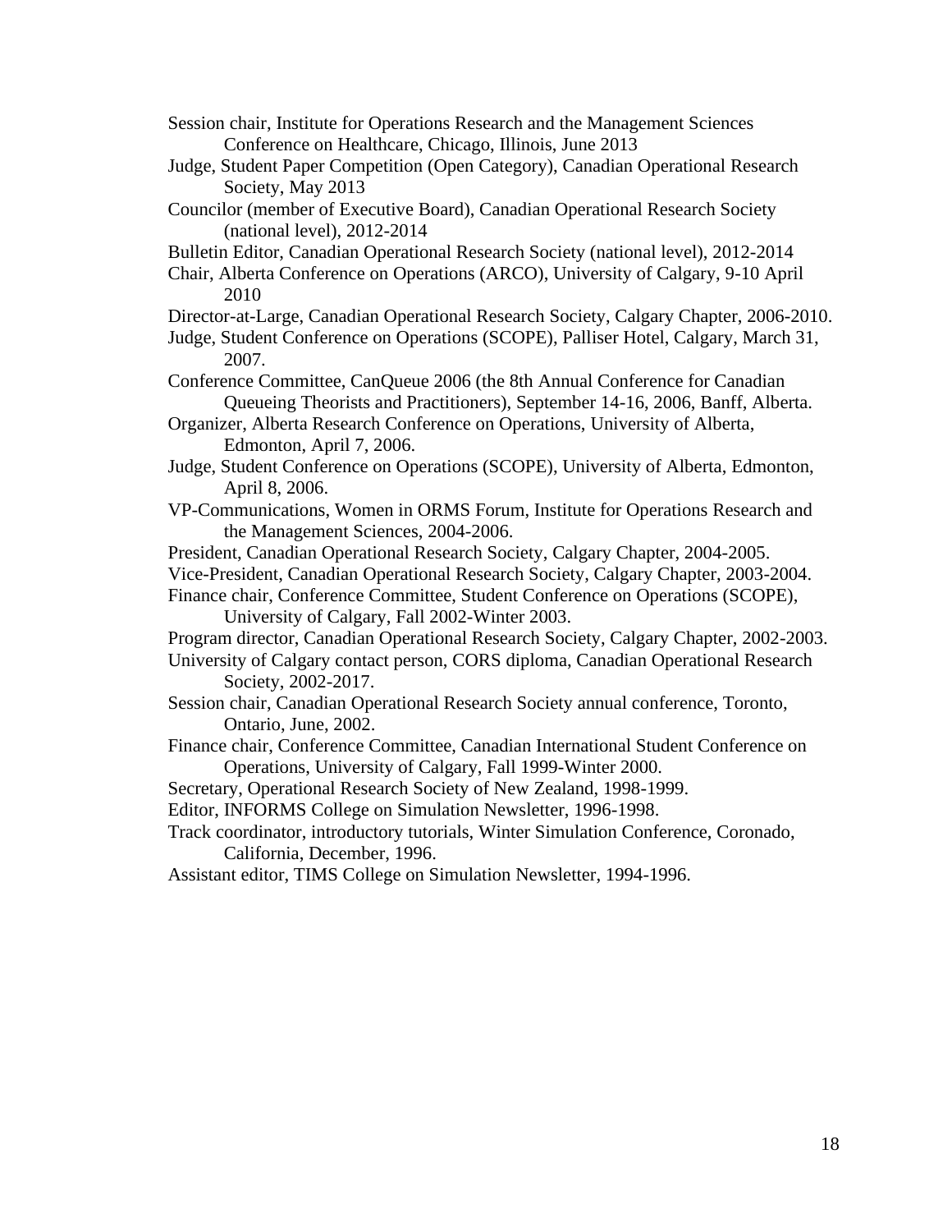Session chair, Institute for Operations Research and the Management Sciences Conference on Healthcare, Chicago, Illinois, June 2013

Judge, Student Paper Competition (Open Category), Canadian Operational Research Society, May 2013

Councilor (member of Executive Board), Canadian Operational Research Society (national level), 2012-2014

Bulletin Editor, Canadian Operational Research Society (national level), 2012-2014

Chair, Alberta Conference on Operations (ARCO), University of Calgary, 9-10 April 2010

Director-at-Large, Canadian Operational Research Society, Calgary Chapter, 2006-2010.

Judge, Student Conference on Operations (SCOPE), Palliser Hotel, Calgary, March 31, 2007.

Conference Committee, CanQueue 2006 (the 8th Annual Conference for Canadian Queueing Theorists and Practitioners), September 14-16, 2006, Banff, Alberta.

Organizer, Alberta Research Conference on Operations, University of Alberta, Edmonton, April 7, 2006.

Judge, Student Conference on Operations (SCOPE), University of Alberta, Edmonton, April 8, 2006.

VP-Communications, Women in ORMS Forum, Institute for Operations Research and the Management Sciences, 2004-2006.

President, Canadian Operational Research Society, Calgary Chapter, 2004-2005.

Vice-President, Canadian Operational Research Society, Calgary Chapter, 2003-2004.

Finance chair, Conference Committee, Student Conference on Operations (SCOPE), University of Calgary, Fall 2002-Winter 2003.

Program director, Canadian Operational Research Society, Calgary Chapter, 2002-2003.

University of Calgary contact person, CORS diploma, Canadian Operational Research Society, 2002-2017.

Session chair, Canadian Operational Research Society annual conference, Toronto, Ontario, June, 2002.

Finance chair, Conference Committee, Canadian International Student Conference on Operations, University of Calgary, Fall 1999-Winter 2000.

Secretary, Operational Research Society of New Zealand, 1998-1999.

Editor, INFORMS College on Simulation Newsletter, 1996-1998.

Track coordinator, introductory tutorials, Winter Simulation Conference, Coronado, California, December, 1996.

Assistant editor, TIMS College on Simulation Newsletter, 1994-1996.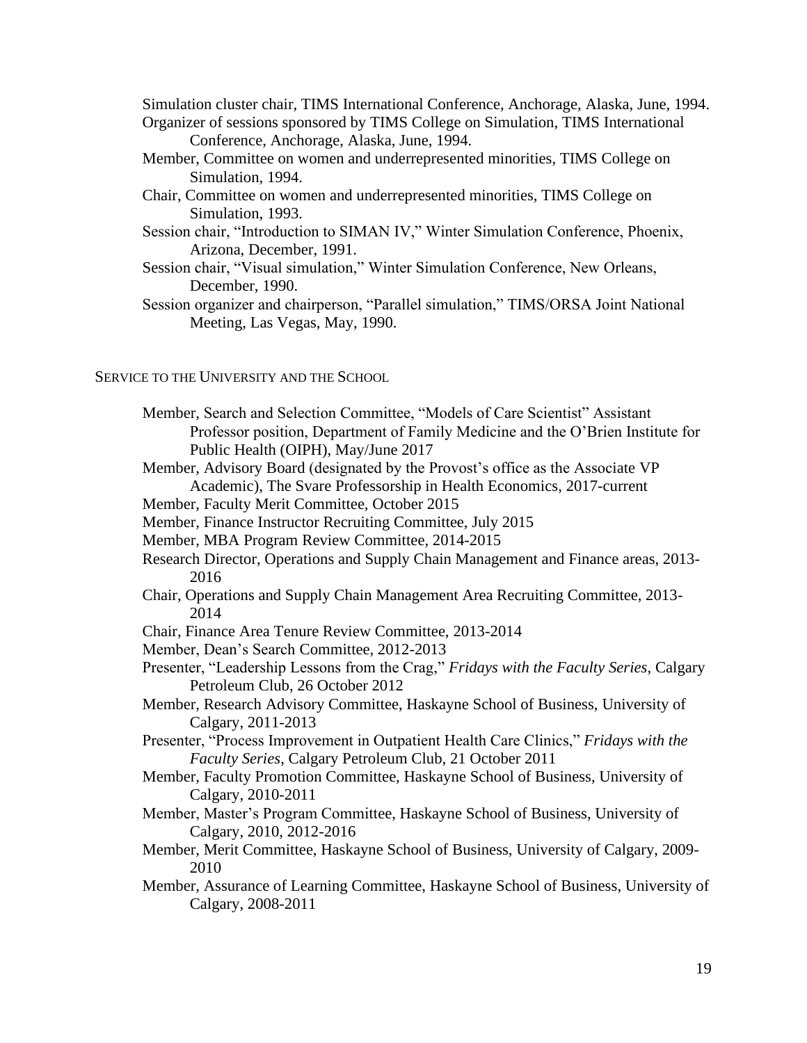Simulation cluster chair, TIMS International Conference, Anchorage, Alaska, June, 1994.

Organizer of sessions sponsored by TIMS College on Simulation, TIMS International Conference, Anchorage, Alaska, June, 1994.

Member, Committee on women and underrepresented minorities, TIMS College on Simulation, 1994.

Chair, Committee on women and underrepresented minorities, TIMS College on Simulation, 1993.

Session chair, "Introduction to SIMAN IV," Winter Simulation Conference, Phoenix, Arizona, December, 1991.

Session chair, "Visual simulation," Winter Simulation Conference, New Orleans, December, 1990.

Session organizer and chairperson, "Parallel simulation," TIMS/ORSA Joint National Meeting, Las Vegas, May, 1990.

## SERVICE TO THE UNIVERSITY AND THE SCHOOL

Member, Search and Selection Committee, "Models of Care Scientist" Assistant Professor position, Department of Family Medicine and the O'Brien Institute for Public Health (OIPH), May/June 2017

Member, Advisory Board (designated by the Provost's office as the Associate VP Academic), The Svare Professorship in Health Economics, 2017-current

Member, Faculty Merit Committee, October 2015

Member, Finance Instructor Recruiting Committee, July 2015

Member, MBA Program Review Committee, 2014-2015

Research Director, Operations and Supply Chain Management and Finance areas, 2013-2016

Chair, Operations and Supply Chain Management Area Recruiting Committee, 2013-2014

Chair, Finance Area Tenure Review Committee, 2013-2014

Member, Dean's Search Committee, 2012-2013

Presenter, "Leadership Lessons from the Crag," *Fridays with the Faculty Series*, Calgary Petroleum Club, 26 October 2012

Member, Research Advisory Committee, Haskayne School of Business, University of Calgary, 2011-2013

Presenter, "Process Improvement in Outpatient Health Care Clinics," *Fridays with the Faculty Series*, Calgary Petroleum Club, 21 October 2011

Member, Faculty Promotion Committee, Haskayne School of Business, University of Calgary, 2010-2011

Member, Master's Program Committee, Haskayne School of Business, University of Calgary, 2010, 2012-2016

Member, Merit Committee, Haskayne School of Business, University of Calgary, 2009-2010

Member, Assurance of Learning Committee, Haskayne School of Business, University of Calgary, 2008-2011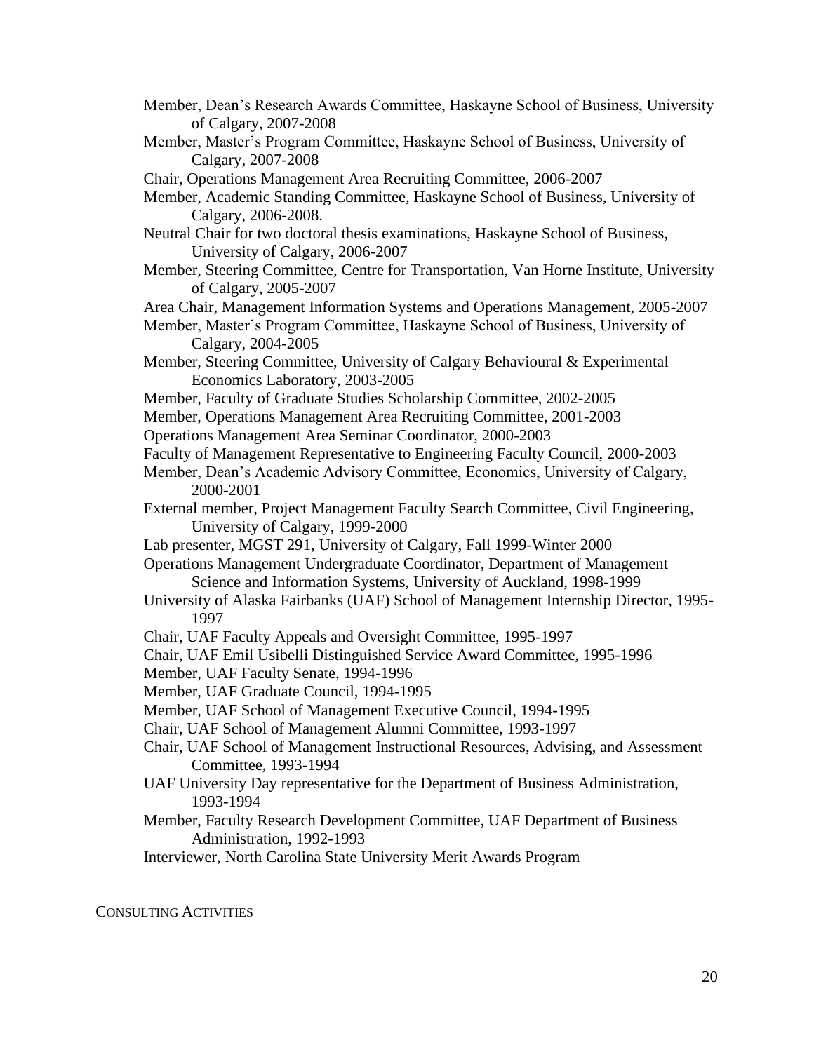Member, Dean’s Research Awards Committee, Haskayne School of Business, University of Calgary, 2007-2008

Member, Master’s Program Committee, Haskayne School of Business, University of Calgary, 2007-2008

Chair, Operations Management Area Recruiting Committee, 2006-2007

Member, Academic Standing Committee, Haskayne School of Business, University of Calgary, 2006-2008.

Neutral Chair for two doctoral thesis examinations, Haskayne School of Business, University of Calgary, 2006-2007

Member, Steering Committee, Centre for Transportation, Van Horne Institute, University of Calgary, 2005-2007

Area Chair, Management Information Systems and Operations Management, 2005-2007

Member, Master’s Program Committee, Haskayne School of Business, University of Calgary, 2004-2005

Member, Steering Committee, University of Calgary Behavioural & Experimental Economics Laboratory, 2003-2005

Member, Faculty of Graduate Studies Scholarship Committee, 2002-2005

Member, Operations Management Area Recruiting Committee, 2001-2003

Operations Management Area Seminar Coordinator, 2000-2003

Faculty of Management Representative to Engineering Faculty Council, 2000-2003

Member, Dean’s Academic Advisory Committee, Economics, University of Calgary, 2000-2001

External member, Project Management Faculty Search Committee, Civil Engineering, University of Calgary, 1999-2000

Lab presenter, MGST 291, University of Calgary, Fall 1999-Winter 2000

Operations Management Undergraduate Coordinator, Department of Management Science and Information Systems, University of Auckland, 1998-1999

University of Alaska Fairbanks (UAF) School of Management Internship Director, 1995-1997

Chair, UAF Faculty Appeals and Oversight Committee, 1995-1997

Chair, UAF Emil Usibelli Distinguished Service Award Committee, 1995-1996

Member, UAF Faculty Senate, 1994-1996

Member, UAF Graduate Council, 1994-1995

Member, UAF School of Management Executive Council, 1994-1995

Chair, UAF School of Management Alumni Committee, 1993-1997

Chair, UAF School of Management Instructional Resources, Advising, and Assessment Committee, 1993-1994

UAF University Day representative for the Department of Business Administration, 1993-1994

Member, Faculty Research Development Committee, UAF Department of Business Administration, 1992-1993

Interviewer, North Carolina State University Merit Awards Program

## CONSULTING ACTIVITIES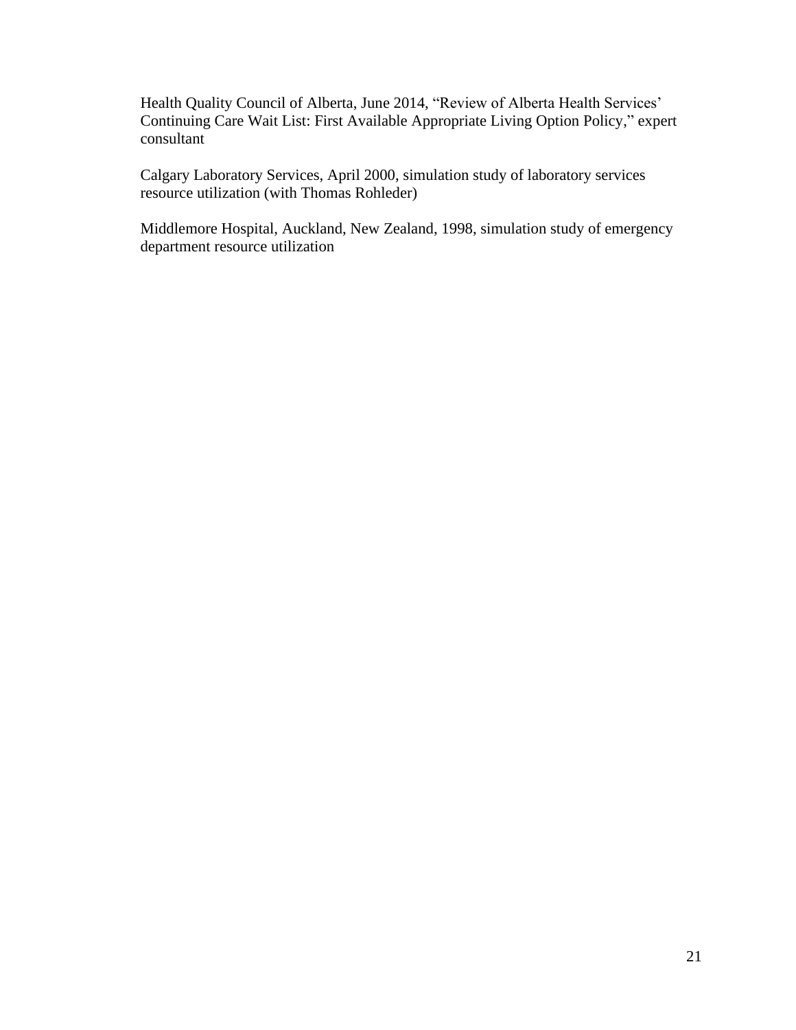Health Quality Council of Alberta, June 2014, "Review of Alberta Health Services' Continuing Care Wait List: First Available Appropriate Living Option Policy," expert consultant

Calgary Laboratory Services, April 2000, simulation study of laboratory services resource utilization (with Thomas Rohleder)

Middlemore Hospital, Auckland, New Zealand, 1998, simulation study of emergency department resource utilization